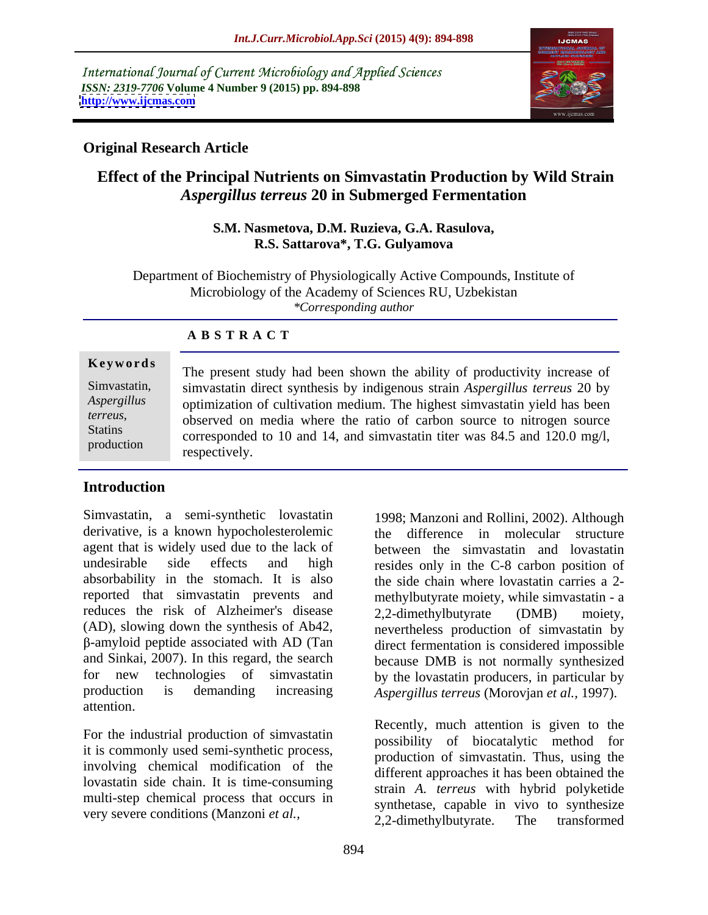International Journal of Current Microbiology and Applied Sciences
*ISSN: 2319-7706* **Volume 4 Number 9 (2015) pp. 894-898**
**http://www.ijcmas.com**

**Original Research Article**

# Effect of the Principal Nutrients on Simvastatin Production by Wild Strain *Aspergillus terreus* 20 in Submerged Fermentation

**S.M. Nasmetova, D.M. Ruzieva, G.A. Rasulova, R.S. Sattarova\*, T.G. Gulyamova**

Department of Biochemistry of Physiologically Active Compounds, Institute of Microbiology of the Academy of Sciences RU, Uzbekistan
*\*Corresponding author*

## A B S T R A C T

**Keywords**

Simvastatin, *Aspergillus terreus*, Statins production

The present study had been shown the ability of productivity increase of simvastatin direct synthesis by indigenous strain *Aspergillus terreus* 20 by optimization of cultivation medium. The highest simvastatin yield has been observed on media where the ratio of carbon source to nitrogen source corresponded to 10 and 14, and simvastatin titer was 84.5 and 120.0 mg/l, respectively.

## Introduction

Simvastatin, a semi-synthetic lovastatin derivative, is a known hypocholesterolemic agent that is widely used due to the lack of undesirable side effects and high absorbability in the stomach. It is also reported that simvastatin prevents and reduces the risk of Alzheimer's disease (AD), slowing down the synthesis of Ab42, β-amyloid peptide associated with AD (Tan and Sinkai, 2007). In this regard, the search for new technologies of simvastatin production is demanding increasing attention.

For the industrial production of simvastatin it is commonly used semi-synthetic process, involving chemical modification of the lovastatin side chain. It is time-consuming multi-step chemical process that occurs in very severe conditions (Manzoni *et al.,* 1998; Manzoni and Rollini, 2002). Although the difference in molecular structure between the simvastatin and lovastatin resides only in the C-8 carbon position of the side chain where lovastatin carries a 2-methylbutyrate moiety, while simvastatin - a 2,2-dimethylbutyrate (DMB) moiety, nevertheless production of simvastatin by direct fermentation is considered impossible because DMB is not normally synthesized by the lovastatin producers, in particular by *Aspergillus terreus* (Morovjan *et al.,* 1997).

Recently, much attention is given to the possibility of biocatalytic method for production of simvastatin. Thus, using the different approaches it has been obtained the strain *A. terreus* with hybrid polyketide synthetase, capable in vivo to synthesize 2,2-dimethylbutyrate. The transformed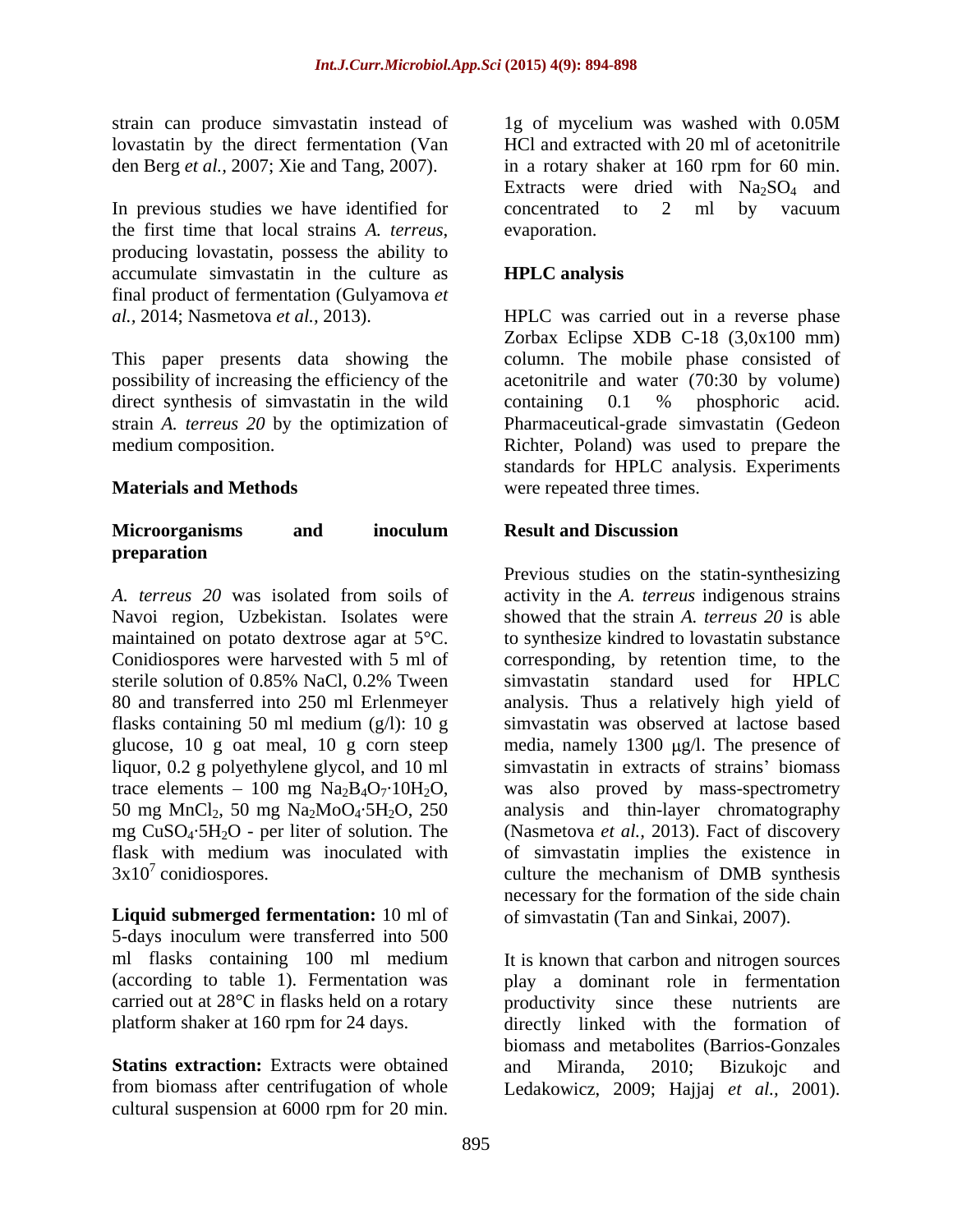strain can produce simvastatin instead of lovastatin by the direct fermentation (Van den Berg *et al.,* 2007; Xie and Tang, 2007).

In previous studies we have identified for the first time that local strains *A. terreus*, producing lovastatin, possess the ability to accumulate simvastatin in the culture as final product of fermentation (Gulyamova *et al.,* 2014; Nasmetova *et al.,* 2013).

This paper presents data showing the possibility of increasing the efficiency of the direct synthesis of simvastatin in the wild strain *A. terreus 20* by the optimization of medium composition.

## Materials and Methods

### Microorganisms and inoculum preparation

*A. terreus 20* was isolated from soils of Navoi region, Uzbekistan. Isolates were maintained on potato dextrose agar at 5°C. Conidiospores were harvested with 5 ml of sterile solution of 0.85% NaCl, 0.2% Tween 80 and transferred into 250 ml Erlenmeyer flasks containing 50 ml medium (g/l): 10 g glucose, 10 g oat meal, 10 g corn steep liquor, 0.2 g polyethylene glycol, and 10 ml trace elements – 100 mg $Na_2B_4O_7{\cdot}10H_2O$, 50 mg $MnCl_2$, 50 mg $Na_2MoO_4{\cdot}5H_2O$, 250 mg $CuSO_4{\cdot}5H_2O$ - per liter of solution. The flask with medium was inoculated with $3x10^7$ conidiospores.

**Liquid submerged fermentation:** 10 ml of 5-days inoculum were transferred into 500 ml flasks containing 100 ml medium (according to table 1). Fermentation was carried out at 28°C in flasks held on a rotary platform shaker at 160 rpm for 24 days.

**Statins extraction:** Extracts were obtained from biomass after centrifugation of whole cultural suspension at 6000 rpm for 20 min. 1g of mycelium was washed with 0.05M HCl and extracted with 20 ml of acetonitrile in a rotary shaker at 160 rpm for 60 min. Extracts were dried with $Na_2SO_4$ and concentrated to 2 ml by vacuum evaporation.

### HPLC analysis

HPLC was carried out in a reverse phase Zorbax Eclipse XDB C-18 (3,0x100 mm) column. The mobile phase consisted of acetonitrile and water (70:30 by volume) containing 0.1 % phosphoric acid. Pharmaceutical-grade simvastatin (Gedeon Richter, Poland) was used to prepare the standards for HPLC analysis. Experiments were repeated three times.

## Result and Discussion

Previous studies on the statin-synthesizing activity in the *A. terreus* indigenous strains showed that the strain *A. terreus 20* is able to synthesize kindred to lovastatin substance corresponding, by retention time, to the simvastatin standard used for HPLC analysis. Thus a relatively high yield of simvastatin was observed at lactose based media, namely 1300 μg/l. The presence of simvastatin in extracts of strains' biomass was also proved by mass-spectrometry analysis and thin-layer chromatography (Nasmetova *et al.,* 2013). Fact of discovery of simvastatin implies the existence in culture the mechanism of DMB synthesis necessary for the formation of the side chain of simvastatin (Tan and Sinkai, 2007).

It is known that carbon and nitrogen sources play a dominant role in fermentation productivity since these nutrients are directly linked with the formation of biomass and metabolites (Barrios-Gonzales and Miranda, 2010; Bizukojc and Ledakowicz, 2009; Hajjaj *et al.,* 2001).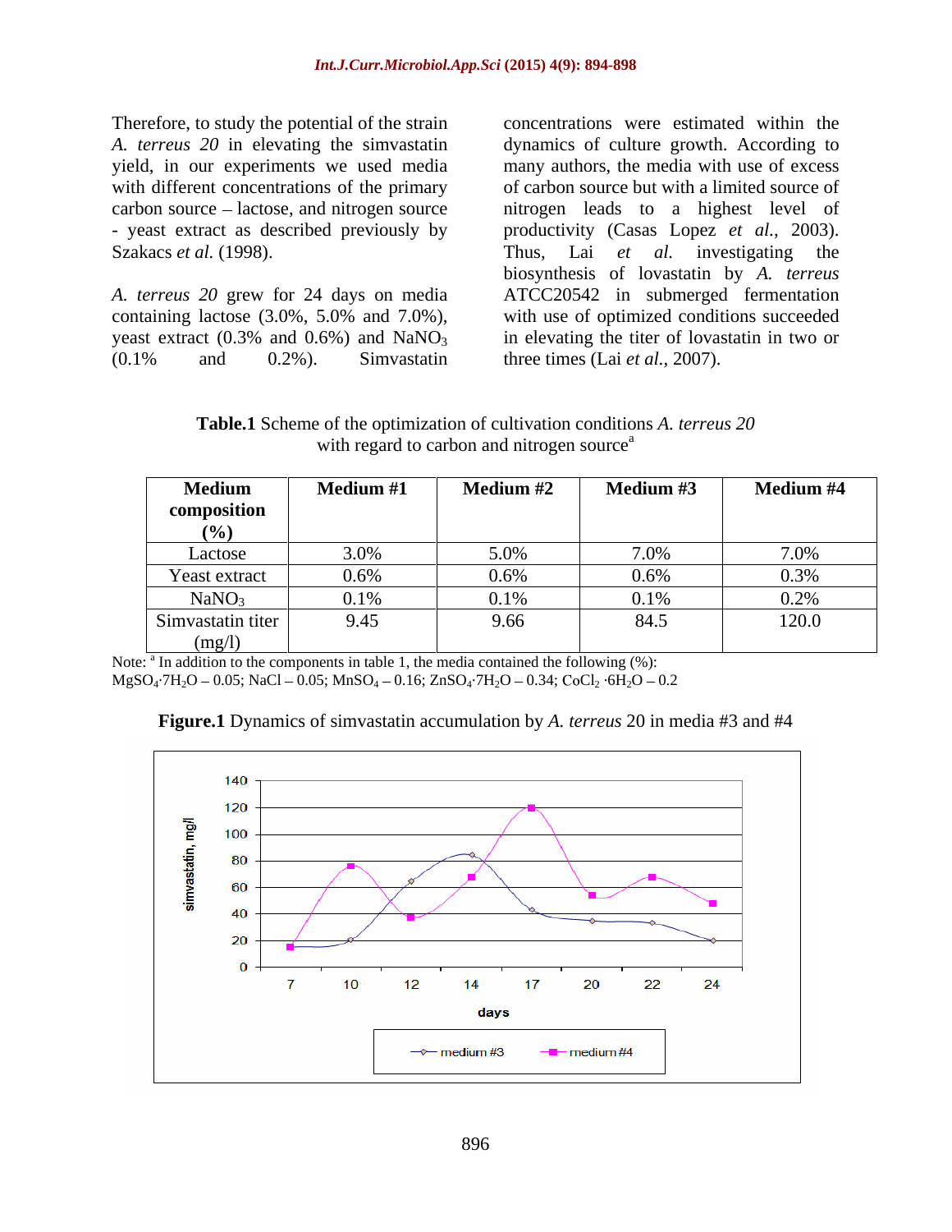Therefore, to study the potential of the strain *A. terreus 20* in elevating the simvastatin yield, in our experiments we used media with different concentrations of the primary carbon source – lactose, and nitrogen source - yeast extract as described previously by Szakacs *et al.* (1998).

*A. terreus 20* grew for 24 days on media containing lactose (3.0%, 5.0% and 7.0%), yeast extract (0.3% and 0.6%) and $NaNO_3$ (0.1% and 0.2%). Simvastatin concentrations were estimated within the dynamics of culture growth. According to many authors, the media with use of excess of carbon source but with a limited source of nitrogen leads to a highest level of productivity (Casas Lopez *et al.*, 2003). Thus, Lai *et al.* investigating the biosynthesis of lovastatin by *A. terreus* ATCC20542 in submerged fermentation with use of optimized conditions succeeded in elevating the titer of lovastatin in two or three times (Lai *et al.*, 2007).

**Table.1** Scheme of the optimization of cultivation conditions *A. terreus 20* with regard to carbon and nitrogen source[a]

| Medium composition (%) | Medium #1 | Medium #2 | Medium #3 | Medium #4 |
|---|---|---|---|---|
| Lactose | 3.0% | 5.0% | 7.0% | 7.0% |
| Yeast extract | 0.6% | 0.6% | 0.6% | 0.3% |
| $NaNO_3$ | 0.1% | 0.1% | 0.1% | 0.2% |
| Simvastatin titer (mg/l) | 9.45 | 9.66 | 84.5 | 120.0 |

Note: [a] In addition to the components in table 1, the media contained the following (%): $MgSO_4 \cdot 7H_2O$ – 0.05; NaCl – 0.05; $MnSO_4$ – 0.16; $ZnSO_4 \cdot 7H_2O$ – 0.34; $CoCl_2 \cdot 6H_2O$ – 0.2

**Figure.1** Dynamics of simvastatin accumulation by *A. terreus* 20 in media #3 and #4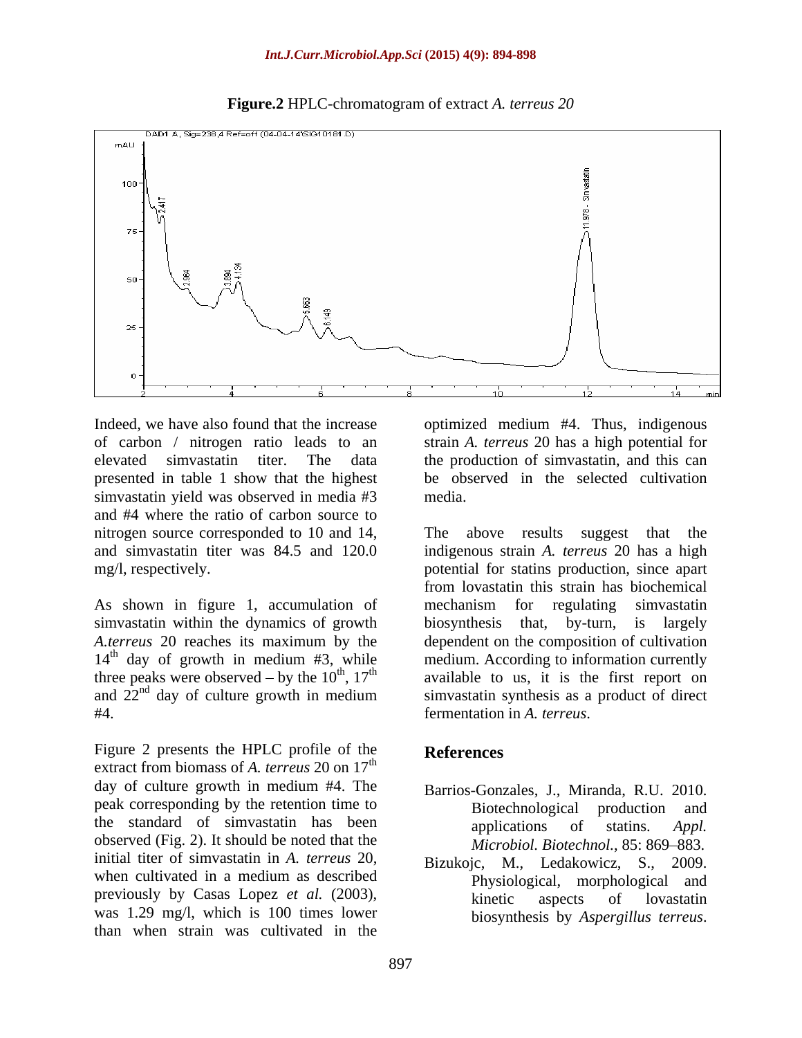**Figure.2** HPLC-chromatogram of extract *A. terreus 20*

Indeed, we have also found that the increase of carbon / nitrogen ratio leads to an elevated simvastatin titer. The data presented in table 1 show that the highest simvastatin yield was observed in media #3 and #4 where the ratio of carbon source to nitrogen source corresponded to 10 and 14, and simvastatin titer was 84.5 and 120.0 mg/l, respectively.

As shown in figure 1, accumulation of simvastatin within the dynamics of growth *A.terreus* 20 reaches its maximum by the 14th day of growth in medium #3, while three peaks were observed – by the 10th, 17th and 22nd day of culture growth in medium #4.

Figure 2 presents the HPLC profile of the extract from biomass of *A. terreus* 20 on 17th day of culture growth in medium #4. The peak corresponding by the retention time to the standard of simvastatin has been observed (Fig. 2). It should be noted that the initial titer of simvastatin in *A. terreus* 20, when cultivated in a medium as described previously by Casas Lopez *et al.* (2003), was 1.29 mg/l, which is 100 times lower than when strain was cultivated in the optimized medium #4. Thus, indigenous strain *A. terreus* 20 has a high potential for the production of simvastatin, and this can be observed in the selected cultivation media.

The above results suggest that the indigenous strain *A. terreus* 20 has a high potential for statins production, since apart from lovastatin this strain has biochemical mechanism for regulating simvastatin biosynthesis that, by-turn, is largely dependent on the composition of cultivation medium. According to information currently available to us, it is the first report on simvastatin synthesis as a product of direct fermentation in *A. terreus*.

## References

Barrios-Gonzales, J., Miranda, R.U. 2010. Biotechnological production and applications of statins. *Appl. Microbiol. Biotechnol.*, 85: 869–883.

Bizukojc, M., Ledakowicz, S., 2009. Physiological, morphological and kinetic aspects of lovastatin biosynthesis by *Aspergillus terreus*.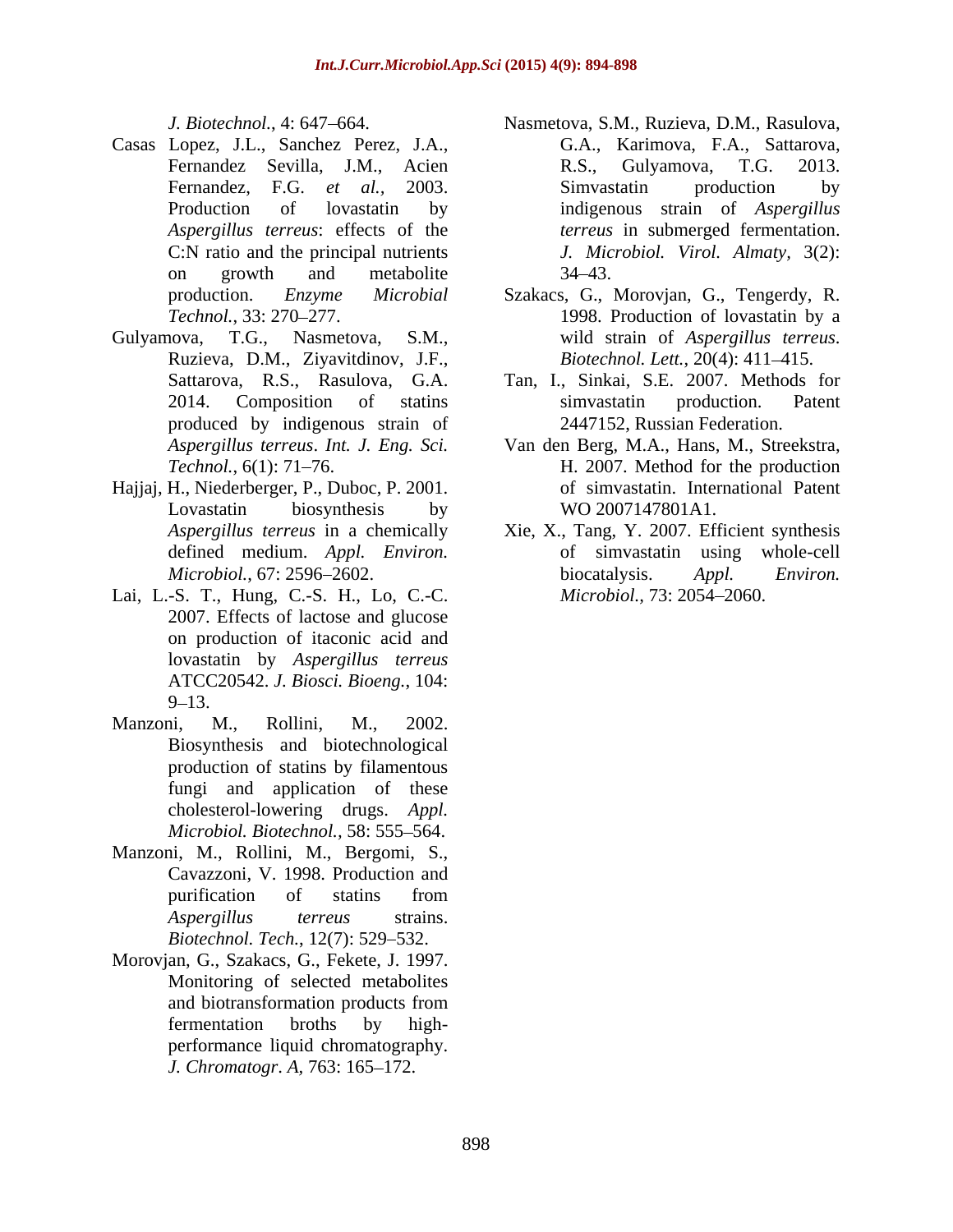*J. Biotechnol.*, 4: 647–664.

Casas Lopez, J.L., Sanchez Perez, J.A., Fernandez Sevilla, J.M., Acien Fernandez, F.G. *et al.*, 2003. Production of lovastatin by *Aspergillus terreus*: effects of the C:N ratio and the principal nutrients on growth and metabolite production. *Enzyme Microbial Technol.*, 33: 270–277.

Gulyamova, T.G., Nasmetova, S.M., Ruzieva, D.M., Ziyavitdinov, J.F., Sattarova, R.S., Rasulova, G.A. 2014. Composition of statins produced by indigenous strain of *Aspergillus terreus*. *Int. J. Eng. Sci. Technol.*, 6(1): 71–76.

Hajjaj, H., Niederberger, P., Duboc, P. 2001. Lovastatin biosynthesis by *Aspergillus terreus* in a chemically defined medium. *Appl. Environ. Microbiol.*, 67: 2596–2602.

Lai, L.-S. T., Hung, C.-S. H., Lo, C.-C. 2007. Effects of lactose and glucose on production of itaconic acid and lovastatin by *Aspergillus terreus* ATCC20542. *J. Biosci. Bioeng.*, 104: 9–13.

Manzoni, M., Rollini, M., 2002. Biosynthesis and biotechnological production of statins by filamentous fungi and application of these cholesterol-lowering drugs. *Appl. Microbiol. Biotechnol.,* 58: 555–564.

Manzoni, M., Rollini, M., Bergomi, S., Cavazzoni, V. 1998. Production and purification of statins from *Aspergillus terreus* strains. *Biotechnol. Tech.*, 12(7): 529–532.

Morovjan, G., Szakacs, G., Fekete, J. 1997. Monitoring of selected metabolites and biotransformation products from fermentation broths by high-performance liquid chromatography. *J. Chromatogr. A*, 763: 165–172.

Nasmetova, S.M., Ruzieva, D.M., Rasulova, G.A., Karimova, F.A., Sattarova, R.S., Gulyamova, T.G. 2013. Simvastatin production by indigenous strain of *Aspergillus terreus* in submerged fermentation. *J. Microbiol. Virol. Almaty*, 3(2): 34–43.

Szakacs, G., Morovjan, G., Tengerdy, R. 1998. Production of lovastatin by a wild strain of *Aspergillus terreus*. *Biotechnol. Lett.*, 20(4): 411–415.

Tan, I., Sinkai, S.E. 2007. Methods for simvastatin production. Patent 2447152, Russian Federation.

Van den Berg, M.A., Hans, M., Streekstra, H. 2007. Method for the production of simvastatin. International Patent WO 2007147801A1.

Xie, X., Tang, Y. 2007. Efficient synthesis of simvastatin using whole-cell biocatalysis. *Appl. Environ. Microbiol.*, 73: 2054–2060.